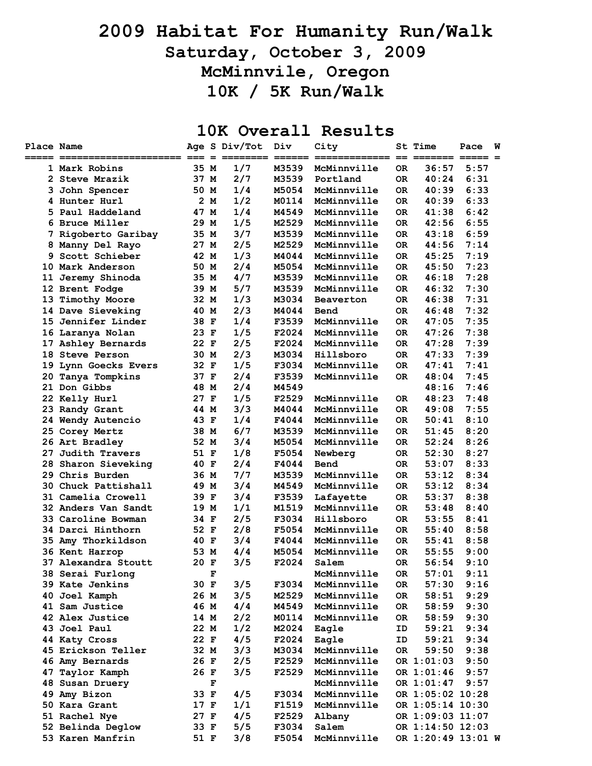# 2009 Habitat For Humanity Run/Walk

## Saturday, October 3, 2009

## McMinnvile, Oregon

## 10K / 5K Run/Walk

## 10K Overall Results

| Place | Name | Age | S | Div/Tot | Div | City | St | Time | Pace | W |
|---|---|---|---|---|---|---|---|---|---|---|
| 1 | Mark Robins | 35 | M | 1/7 | M3539 | McMinnville | OR | 36:57 | 5:57 | |
| 2 | Steve Mrazik | 37 | M | 2/7 | M3539 | Portland | OR | 40:24 | 6:31 | |
| 3 | John Spencer | 50 | M | 1/4 | M5054 | McMinnville | OR | 40:39 | 6:33 | |
| 4 | Hunter Hurl | 2 | M | 1/2 | M0114 | McMinnville | OR | 40:39 | 6:33 | |
| 5 | Paul Haddeland | 47 | M | 1/4 | M4549 | McMinnville | OR | 41:38 | 6:42 | |
| 6 | Bruce Miller | 29 | M | 1/5 | M2529 | McMinnville | OR | 42:56 | 6:55 | |
| 7 | Rigoberto Garibay | 35 | M | 3/7 | M3539 | McMinnville | OR | 43:18 | 6:59 | |
| 8 | Manny Del Rayo | 27 | M | 2/5 | M2529 | McMinnville | OR | 44:56 | 7:14 | |
| 9 | Scott Schieber | 42 | M | 1/3 | M4044 | McMinnville | OR | 45:25 | 7:19 | |
| 10 | Mark Anderson | 50 | M | 2/4 | M5054 | McMinnville | OR | 45:50 | 7:23 | |
| 11 | Jeremy Shinoda | 35 | M | 4/7 | M3539 | McMinnville | OR | 46:18 | 7:28 | |
| 12 | Brent Fodge | 39 | M | 5/7 | M3539 | McMinnville | OR | 46:32 | 7:30 | |
| 13 | Timothy Moore | 32 | M | 1/3 | M3034 | Beaverton | OR | 46:38 | 7:31 | |
| 14 | Dave Sieveking | 40 | M | 2/3 | M4044 | Bend | OR | 46:48 | 7:32 | |
| 15 | Jennifer Linder | 38 | F | 1/4 | F3539 | McMinnville | OR | 47:05 | 7:35 | |
| 16 | Laranya Nolan | 23 | F | 1/5 | F2024 | McMinnville | OR | 47:26 | 7:38 | |
| 17 | Ashley Bernards | 22 | F | 2/5 | F2024 | McMinnville | OR | 47:28 | 7:39 | |
| 18 | Steve Person | 30 | M | 2/3 | M3034 | Hillsboro | OR | 47:33 | 7:39 | |
| 19 | Lynn Goecks Evers | 32 | F | 1/5 | F3034 | McMinnville | OR | 47:41 | 7:41 | |
| 20 | Tanya Tompkins | 37 | F | 2/4 | F3539 | McMinnville | OR | 48:04 | 7:45 | |
| 21 | Don Gibbs | 48 | M | 2/4 | M4549 | | | 48:16 | 7:46 | |
| 22 | Kelly Hurl | 27 | F | 1/5 | F2529 | McMinnville | OR | 48:23 | 7:48 | |
| 23 | Randy Grant | 44 | M | 3/3 | M4044 | McMinnville | OR | 49:08 | 7:55 | |
| 24 | Wendy Autencio | 43 | F | 1/4 | F4044 | McMinnville | OR | 50:41 | 8:10 | |
| 25 | Corey Mertz | 38 | M | 6/7 | M3539 | McMinnville | OR | 51:45 | 8:20 | |
| 26 | Art Bradley | 52 | M | 3/4 | M5054 | McMinnville | OR | 52:24 | 8:26 | |
| 27 | Judith Travers | 51 | F | 1/8 | F5054 | Newberg | OR | 52:30 | 8:27 | |
| 28 | Sharon Sieveking | 40 | F | 2/4 | F4044 | Bend | OR | 53:07 | 8:33 | |
| 29 | Chris Burden | 36 | M | 7/7 | M3539 | McMinnville | OR | 53:12 | 8:34 | |
| 30 | Chuck Pattishall | 49 | M | 3/4 | M4549 | McMinnville | OR | 53:12 | 8:34 | |
| 31 | Camelia Crowell | 39 | F | 3/4 | F3539 | Lafayette | OR | 53:37 | 8:38 | |
| 32 | Anders Van Sandt | 19 | M | 1/1 | M1519 | McMinnville | OR | 53:48 | 8:40 | |
| 33 | Caroline Bowman | 34 | F | 2/5 | F3034 | Hillsboro | OR | 53:55 | 8:41 | |
| 34 | Darci Hinthorn | 52 | F | 2/8 | F5054 | McMinnville | OR | 55:40 | 8:58 | |
| 35 | Amy Thorkildson | 40 | F | 3/4 | F4044 | McMinnville | OR | 55:41 | 8:58 | |
| 36 | Kent Harrop | 53 | M | 4/4 | M5054 | McMinnville | OR | 55:55 | 9:00 | |
| 37 | Alexandra Stoutt | 20 | F | 3/5 | F2024 | Salem | OR | 56:54 | 9:10 | |
| 38 | Serai Furlong | | F | | | McMinnville | OR | 57:01 | 9:11 | |
| 39 | Kate Jenkins | 30 | F | 3/5 | F3034 | McMinnville | OR | 57:30 | 9:16 | |
| 40 | Joel Kamph | 26 | M | 3/5 | M2529 | McMinnville | OR | 58:51 | 9:29 | |
| 41 | Sam Justice | 46 | M | 4/4 | M4549 | McMinnville | OR | 58:59 | 9:30 | |
| 42 | Alex Justice | 14 | M | 2/2 | M0114 | McMinnville | OR | 58:59 | 9:30 | |
| 43 | Joel Paul | 22 | M | 1/2 | M2024 | Eagle | ID | 59:21 | 9:34 | |
| 44 | Katy Cross | 22 | F | 4/5 | F2024 | Eagle | ID | 59:21 | 9:34 | |
| 45 | Erickson Teller | 32 | M | 3/3 | M3034 | McMinnville | OR | 59:50 | 9:38 | |
| 46 | Amy Bernards | 26 | F | 2/5 | F2529 | McMinnville | OR | 1:01:03 | 9:50 | |
| 47 | Taylor Kamph | 26 | F | 3/5 | F2529 | McMinnville | OR | 1:01:46 | 9:57 | |
| 48 | Susan Druery | | F | | | McMinnville | OR | 1:01:47 | 9:57 | |
| 49 | Amy Bizon | 33 | F | 4/5 | F3034 | McMinnville | OR | 1:05:02 | 10:28 | |
| 50 | Kara Grant | 17 | F | 1/1 | F1519 | McMinnville | OR | 1:05:14 | 10:30 | |
| 51 | Rachel Nye | 27 | F | 4/5 | F2529 | Albany | OR | 1:09:03 | 11:07 | |
| 52 | Belinda Deglow | 33 | F | 5/5 | F3034 | Salem | OR | 1:14:50 | 12:03 | |
| 53 | Karen Manfrin | 51 | F | 3/8 | F5054 | McMinnville | OR | 1:20:49 | 13:01 | W |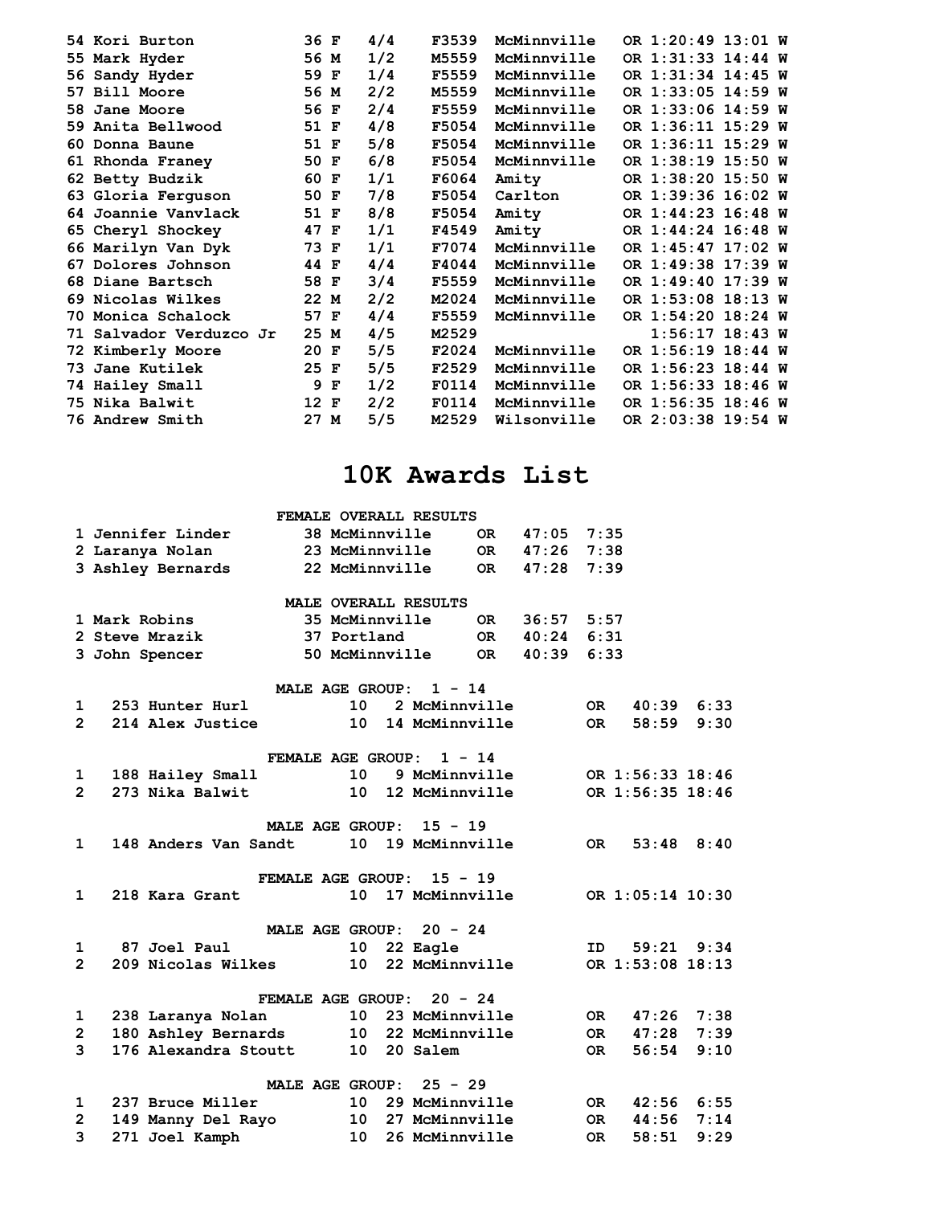| | | | | | | | | | | |
|---|---|---|---|---|---|---|---|---|---|---|
| 54 | Kori Burton | 36 | F | 4/4 | F3539 | McMinnville | OR | 1:20:49 | 13:01 | W |
| 55 | Mark Hyder | 56 | M | 1/2 | M5559 | McMinnville | OR | 1:31:33 | 14:44 | W |
| 56 | Sandy Hyder | 59 | F | 1/4 | F5559 | McMinnville | OR | 1:31:34 | 14:45 | W |
| 57 | Bill Moore | 56 | M | 2/2 | M5559 | McMinnville | OR | 1:33:05 | 14:59 | W |
| 58 | Jane Moore | 56 | F | 2/4 | F5559 | McMinnville | OR | 1:33:06 | 14:59 | W |
| 59 | Anita Bellwood | 51 | F | 4/8 | F5054 | McMinnville | OR | 1:36:11 | 15:29 | W |
| 60 | Donna Baune | 51 | F | 5/8 | F5054 | McMinnville | OR | 1:36:11 | 15:29 | W |
| 61 | Rhonda Franey | 50 | F | 6/8 | F5054 | McMinnville | OR | 1:38:19 | 15:50 | W |
| 62 | Betty Budzik | 60 | F | 1/1 | F6064 | Amity | OR | 1:38:20 | 15:50 | W |
| 63 | Gloria Ferguson | 50 | F | 7/8 | F5054 | Carlton | OR | 1:39:36 | 16:02 | W |
| 64 | Joannie Vanvlack | 51 | F | 8/8 | F5054 | Amity | OR | 1:44:23 | 16:48 | W |
| 65 | Cheryl Shockey | 47 | F | 1/1 | F4549 | Amity | OR | 1:44:24 | 16:48 | W |
| 66 | Marilyn Van Dyk | 73 | F | 1/1 | F7074 | McMinnville | OR | 1:45:47 | 17:02 | W |
| 67 | Dolores Johnson | 44 | F | 4/4 | F4044 | McMinnville | OR | 1:49:38 | 17:39 | W |
| 68 | Diane Bartsch | 58 | F | 3/4 | F5559 | McMinnville | OR | 1:49:40 | 17:39 | W |
| 69 | Nicolas Wilkes | 22 | M | 2/2 | M2024 | McMinnville | OR | 1:53:08 | 18:13 | W |
| 70 | Monica Schalock | 57 | F | 4/4 | F5559 | McMinnville | OR | 1:54:20 | 18:24 | W |
| 71 | Salvador Verduzco Jr | 25 | M | 4/5 | M2529 | | | 1:56:17 | 18:43 | W |
| 72 | Kimberly Moore | 20 | F | 5/5 | F2024 | McMinnville | OR | 1:56:19 | 18:44 | W |
| 73 | Jane Kutilek | 25 | F | 5/5 | F2529 | McMinnville | OR | 1:56:23 | 18:44 | W |
| 74 | Hailey Small | 9 | F | 1/2 | F0114 | McMinnville | OR | 1:56:33 | 18:46 | W |
| 75 | Nika Balwit | 12 | F | 2/2 | F0114 | McMinnville | OR | 1:56:35 | 18:46 | W |
| 76 | Andrew Smith | 27 | M | 5/5 | M2529 | Wilsonville | OR | 2:03:38 | 19:54 | W |

# 10K Awards List

**FEMALE OVERALL RESULTS**

| | | | | | | |
|---|---|---|---|---|---|---|
| 1 | Jennifer Linder | 38 | McMinnville | OR | 47:05 | 7:35 |
| 2 | Laranya Nolan | 23 | McMinnville | OR | 47:26 | 7:38 |
| 3 | Ashley Bernards | 22 | McMinnville | OR | 47:28 | 7:39 |

**MALE OVERALL RESULTS**

| | | | | | | |
|---|---|---|---|---|---|---|
| 1 | Mark Robins | 35 | McMinnville | OR | 36:57 | 5:57 |
| 2 | Steve Mrazik | 37 | Portland | OR | 40:24 | 6:31 |
| 3 | John Spencer | 50 | McMinnville | OR | 40:39 | 6:33 |

**MALE AGE GROUP: 1 - 14**

| | | | | | | | | |
|---|---|---|---|---|---|---|---|---|
| 1 | 253 | Hunter Hurl | 10 | 2 | McMinnville | OR | 40:39 | 6:33 |
| 2 | 214 | Alex Justice | 10 | 14 | McMinnville | OR | 58:59 | 9:30 |

**FEMALE AGE GROUP: 1 - 14**

| | | | | | | | | |
|---|---|---|---|---|---|---|---|---|
| 1 | 188 | Hailey Small | 10 | 9 | McMinnville | OR | 1:56:33 | 18:46 |
| 2 | 273 | Nika Balwit | 10 | 12 | McMinnville | OR | 1:56:35 | 18:46 |

**MALE AGE GROUP: 15 - 19**

| | | | | | | | | |
|---|---|---|---|---|---|---|---|---|
| 1 | 148 | Anders Van Sandt | 10 | 19 | McMinnville | OR | 53:48 | 8:40 |

**FEMALE AGE GROUP: 15 - 19**

| | | | | | | | | |
|---|---|---|---|---|---|---|---|---|
| 1 | 218 | Kara Grant | 10 | 17 | McMinnville | OR | 1:05:14 | 10:30 |

**MALE AGE GROUP: 20 - 24**

| | | | | | | | | |
|---|---|---|---|---|---|---|---|---|
| 1 | 87 | Joel Paul | 10 | 22 | Eagle | ID | 59:21 | 9:34 |
| 2 | 209 | Nicolas Wilkes | 10 | 22 | McMinnville | OR | 1:53:08 | 18:13 |

**FEMALE AGE GROUP: 20 - 24**

| | | | | | | | | |
|---|---|---|---|---|---|---|---|---|
| 1 | 238 | Laranya Nolan | 10 | 23 | McMinnville | OR | 47:26 | 7:38 |
| 2 | 180 | Ashley Bernards | 10 | 22 | McMinnville | OR | 47:28 | 7:39 |
| 3 | 176 | Alexandra Stoutt | 10 | 20 | Salem | OR | 56:54 | 9:10 |

**MALE AGE GROUP: 25 - 29**

| | | | | | | | | |
|---|---|---|---|---|---|---|---|---|
| 1 | 237 | Bruce Miller | 10 | 29 | McMinnville | OR | 42:56 | 6:55 |
| 2 | 149 | Manny Del Rayo | 10 | 27 | McMinnville | OR | 44:56 | 7:14 |
| 3 | 271 | Joel Kamph | 10 | 26 | McMinnville | OR | 58:51 | 9:29 |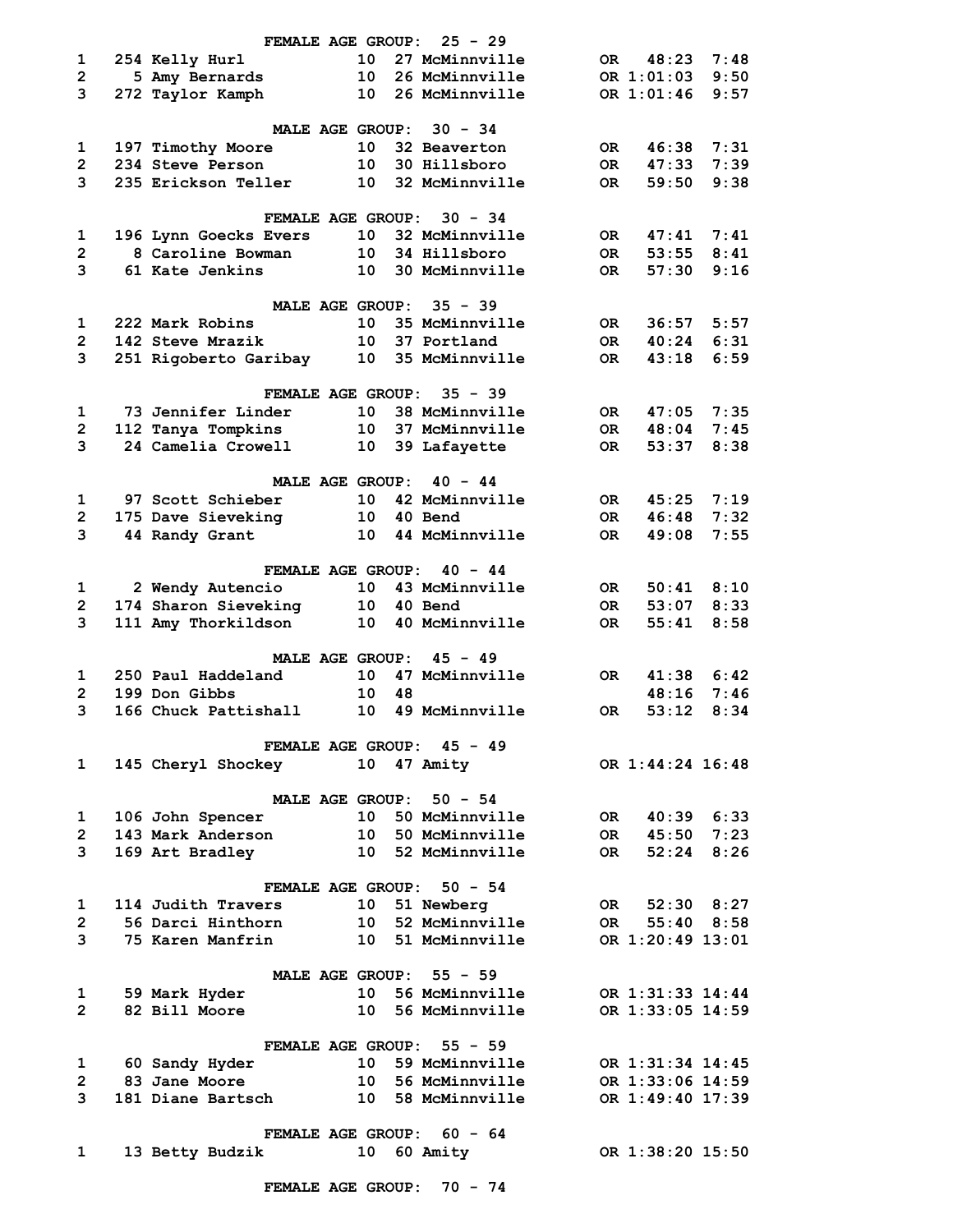FEMALE AGE GROUP: 25 - 29

| | | | | | | | | | |
|---|---|---|---|---|---|---|---|---|---|
| 1 | 254 | Kelly Hurl | 10 | 27 | McMinnville | OR | 48:23 | 7:48 |
| 2 | 5 | Amy Bernards | 10 | 26 | McMinnville | OR | 1:01:03 | 9:50 |
| 3 | 272 | Taylor Kamph | 10 | 26 | McMinnville | OR | 1:01:46 | 9:57 |

MALE AGE GROUP: 30 - 34

| | | | | | | | | |
|---|---|---|---|---|---|---|---|---|
| 1 | 197 | Timothy Moore | 10 | 32 | Beaverton | OR | 46:38 | 7:31 |
| 2 | 234 | Steve Person | 10 | 30 | Hillsboro | OR | 47:33 | 7:39 |
| 3 | 235 | Erickson Teller | 10 | 32 | McMinnville | OR | 59:50 | 9:38 |

FEMALE AGE GROUP: 30 - 34

| | | | | | | | | |
|---|---|---|---|---|---|---|---|---|
| 1 | 196 | Lynn Goecks Evers | 10 | 32 | McMinnville | OR | 47:41 | 7:41 |
| 2 | 8 | Caroline Bowman | 10 | 34 | Hillsboro | OR | 53:55 | 8:41 |
| 3 | 61 | Kate Jenkins | 10 | 30 | McMinnville | OR | 57:30 | 9:16 |

MALE AGE GROUP: 35 - 39

| | | | | | | | | |
|---|---|---|---|---|---|---|---|---|
| 1 | 222 | Mark Robins | 10 | 35 | McMinnville | OR | 36:57 | 5:57 |
| 2 | 142 | Steve Mrazik | 10 | 37 | Portland | OR | 40:24 | 6:31 |
| 3 | 251 | Rigoberto Garibay | 10 | 35 | McMinnville | OR | 43:18 | 6:59 |

FEMALE AGE GROUP: 35 - 39

| | | | | | | | | |
|---|---|---|---|---|---|---|---|---|
| 1 | 73 | Jennifer Linder | 10 | 38 | McMinnville | OR | 47:05 | 7:35 |
| 2 | 112 | Tanya Tompkins | 10 | 37 | McMinnville | OR | 48:04 | 7:45 |
| 3 | 24 | Camelia Crowell | 10 | 39 | Lafayette | OR | 53:37 | 8:38 |

MALE AGE GROUP: 40 - 44

| | | | | | | | | |
|---|---|---|---|---|---|---|---|---|
| 1 | 97 | Scott Schieber | 10 | 42 | McMinnville | OR | 45:25 | 7:19 |
| 2 | 175 | Dave Sieveking | 10 | 40 | Bend | OR | 46:48 | 7:32 |
| 3 | 44 | Randy Grant | 10 | 44 | McMinnville | OR | 49:08 | 7:55 |

FEMALE AGE GROUP: 40 - 44

| | | | | | | | | |
|---|---|---|---|---|---|---|---|---|
| 1 | 2 | Wendy Autencio | 10 | 43 | McMinnville | OR | 50:41 | 8:10 |
| 2 | 174 | Sharon Sieveking | 10 | 40 | Bend | OR | 53:07 | 8:33 |
| 3 | 111 | Amy Thorkildson | 10 | 40 | McMinnville | OR | 55:41 | 8:58 |

MALE AGE GROUP: 45 - 49

| | | | | | | | | |
|---|---|---|---|---|---|---|---|---|
| 1 | 250 | Paul Haddeland | 10 | 47 | McMinnville | OR | 41:38 | 6:42 |
| 2 | 199 | Don Gibbs | 10 | 48 | | | 48:16 | 7:46 |
| 3 | 166 | Chuck Pattishall | 10 | 49 | McMinnville | OR | 53:12 | 8:34 |

FEMALE AGE GROUP: 45 - 49

| | | | | | | | | |
|---|---|---|---|---|---|---|---|---|
| 1 | 145 | Cheryl Shockey | 10 | 47 | Amity | OR | 1:44:24 | 16:48 |

MALE AGE GROUP: 50 - 54

| | | | | | | | | |
|---|---|---|---|---|---|---|---|---|
| 1 | 106 | John Spencer | 10 | 50 | McMinnville | OR | 40:39 | 6:33 |
| 2 | 143 | Mark Anderson | 10 | 50 | McMinnville | OR | 45:50 | 7:23 |
| 3 | 169 | Art Bradley | 10 | 52 | McMinnville | OR | 52:24 | 8:26 |

FEMALE AGE GROUP: 50 - 54

| | | | | | | | | |
|---|---|---|---|---|---|---|---|---|
| 1 | 114 | Judith Travers | 10 | 51 | Newberg | OR | 52:30 | 8:27 |
| 2 | 56 | Darci Hinthorn | 10 | 52 | McMinnville | OR | 55:40 | 8:58 |
| 3 | 75 | Karen Manfrin | 10 | 51 | McMinnville | OR | 1:20:49 | 13:01 |

MALE AGE GROUP: 55 - 59

| | | | | | | | | |
|---|---|---|---|---|---|---|---|---|
| 1 | 59 | Mark Hyder | 10 | 56 | McMinnville | OR | 1:31:33 | 14:44 |
| 2 | 82 | Bill Moore | 10 | 56 | McMinnville | OR | 1:33:05 | 14:59 |

FEMALE AGE GROUP: 55 - 59

| | | | | | | | | |
|---|---|---|---|---|---|---|---|---|
| 1 | 60 | Sandy Hyder | 10 | 59 | McMinnville | OR | 1:31:34 | 14:45 |
| 2 | 83 | Jane Moore | 10 | 56 | McMinnville | OR | 1:33:06 | 14:59 |
| 3 | 181 | Diane Bartsch | 10 | 58 | McMinnville | OR | 1:49:40 | 17:39 |

FEMALE AGE GROUP: 60 - 64

| | | | | | | | | |
|---|---|---|---|---|---|---|---|---|
| 1 | 13 | Betty Budzik | 10 | 60 | Amity | OR | 1:38:20 | 15:50 |

FEMALE AGE GROUP: 70 - 74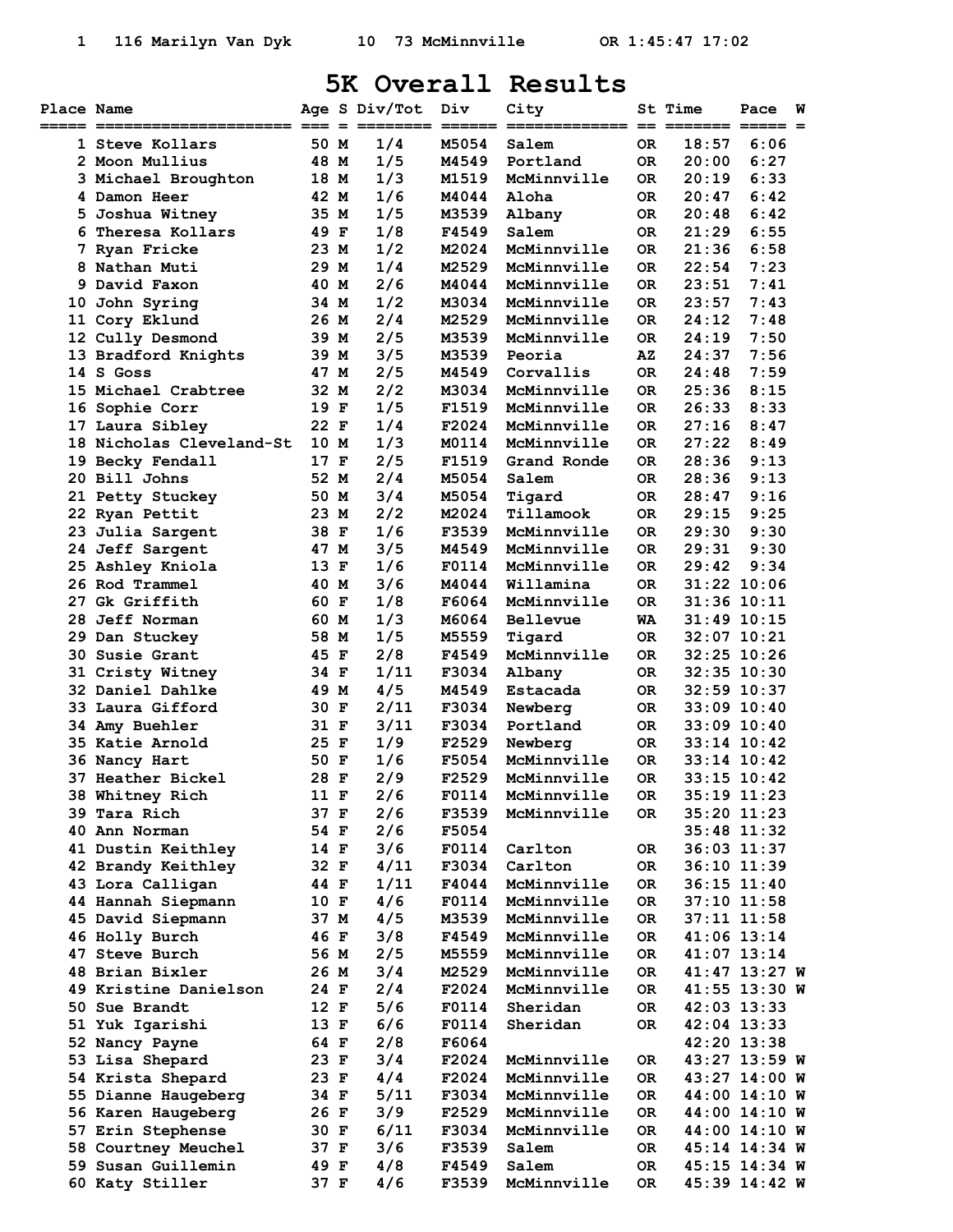1 116 Marilyn Van Dyk 10 73 McMinnville OR 1:45:47 17:02

# 5K Overall Results

| Place | Name | Age | S | Div/Tot | Div | City | St | Time | Pace | W |
|---|---|---|---|---|---|---|---|---|---|---|
| 1 | Steve Kollars | 50 | M | 1/4 | M5054 | Salem | OR | 18:57 | 6:06 | |
| 2 | Moon Mullius | 48 | M | 1/5 | M4549 | Portland | OR | 20:00 | 6:27 | |
| 3 | Michael Broughton | 18 | M | 1/3 | M1519 | McMinnville | OR | 20:19 | 6:33 | |
| 4 | Damon Heer | 42 | M | 1/6 | M4044 | Aloha | OR | 20:47 | 6:42 | |
| 5 | Joshua Witney | 35 | M | 1/5 | M3539 | Albany | OR | 20:48 | 6:42 | |
| 6 | Theresa Kollars | 49 | F | 1/8 | F4549 | Salem | OR | 21:29 | 6:55 | |
| 7 | Ryan Fricke | 23 | M | 1/2 | M2024 | McMinnville | OR | 21:36 | 6:58 | |
| 8 | Nathan Muti | 29 | M | 1/4 | M2529 | McMinnville | OR | 22:54 | 7:23 | |
| 9 | David Faxon | 40 | M | 2/6 | M4044 | McMinnville | OR | 23:51 | 7:41 | |
| 10 | John Syring | 34 | M | 1/2 | M3034 | McMinnville | OR | 23:57 | 7:43 | |
| 11 | Cory Eklund | 26 | M | 2/4 | M2529 | McMinnville | OR | 24:12 | 7:48 | |
| 12 | Cully Desmond | 39 | M | 2/5 | M3539 | McMinnville | OR | 24:19 | 7:50 | |
| 13 | Bradford Knights | 39 | M | 3/5 | M3539 | Peoria | AZ | 24:37 | 7:56 | |
| 14 | S Goss | 47 | M | 2/5 | M4549 | Corvallis | OR | 24:48 | 7:59 | |
| 15 | Michael Crabtree | 32 | M | 2/2 | M3034 | McMinnville | OR | 25:36 | 8:15 | |
| 16 | Sophie Corr | 19 | F | 1/5 | F1519 | McMinnville | OR | 26:33 | 8:33 | |
| 17 | Laura Sibley | 22 | F | 1/4 | F2024 | McMinnville | OR | 27:16 | 8:47 | |
| 18 | Nicholas Cleveland-St | 10 | M | 1/3 | M0114 | McMinnville | OR | 27:22 | 8:49 | |
| 19 | Becky Fendall | 17 | F | 2/5 | F1519 | Grand Ronde | OR | 28:36 | 9:13 | |
| 20 | Bill Johns | 52 | M | 2/4 | M5054 | Salem | OR | 28:36 | 9:13 | |
| 21 | Petty Stuckey | 50 | M | 3/4 | M5054 | Tigard | OR | 28:47 | 9:16 | |
| 22 | Ryan Pettit | 23 | M | 2/2 | M2024 | Tillamook | OR | 29:15 | 9:25 | |
| 23 | Julia Sargent | 38 | F | 1/6 | F3539 | McMinnville | OR | 29:30 | 9:30 | |
| 24 | Jeff Sargent | 47 | M | 3/5 | M4549 | McMinnville | OR | 29:31 | 9:30 | |
| 25 | Ashley Kniola | 13 | F | 1/6 | F0114 | McMinnville | OR | 29:42 | 9:34 | |
| 26 | Rod Trammel | 40 | M | 3/6 | M4044 | Willamina | OR | 31:22 | 10:06 | |
| 27 | Gk Griffith | 60 | F | 1/8 | F6064 | McMinnville | OR | 31:36 | 10:11 | |
| 28 | Jeff Norman | 60 | M | 1/3 | M6064 | Bellevue | WA | 31:49 | 10:15 | |
| 29 | Dan Stuckey | 58 | M | 1/5 | M5559 | Tigard | OR | 32:07 | 10:21 | |
| 30 | Susie Grant | 45 | F | 2/8 | F4549 | McMinnville | OR | 32:25 | 10:26 | |
| 31 | Cristy Witney | 34 | F | 1/11 | F3034 | Albany | OR | 32:35 | 10:30 | |
| 32 | Daniel Dahlke | 49 | M | 4/5 | M4549 | Estacada | OR | 32:59 | 10:37 | |
| 33 | Laura Gifford | 30 | F | 2/11 | F3034 | Newberg | OR | 33:09 | 10:40 | |
| 34 | Amy Buehler | 31 | F | 3/11 | F3034 | Portland | OR | 33:09 | 10:40 | |
| 35 | Katie Arnold | 25 | F | 1/9 | F2529 | Newberg | OR | 33:14 | 10:42 | |
| 36 | Nancy Hart | 50 | F | 1/6 | F5054 | McMinnville | OR | 33:14 | 10:42 | |
| 37 | Heather Bickel | 28 | F | 2/9 | F2529 | McMinnville | OR | 33:15 | 10:42 | |
| 38 | Whitney Rich | 11 | F | 2/6 | F0114 | McMinnville | OR | 35:19 | 11:23 | |
| 39 | Tara Rich | 37 | F | 2/6 | F3539 | McMinnville | OR | 35:20 | 11:23 | |
| 40 | Ann Norman | 54 | F | 2/6 | F5054 | | | 35:48 | 11:32 | |
| 41 | Dustin Keithley | 14 | F | 3/6 | F0114 | Carlton | OR | 36:03 | 11:37 | |
| 42 | Brandy Keithley | 32 | F | 4/11 | F3034 | Carlton | OR | 36:10 | 11:39 | |
| 43 | Lora Calligan | 44 | F | 1/11 | F4044 | McMinnville | OR | 36:15 | 11:40 | |
| 44 | Hannah Siepmann | 10 | F | 4/6 | F0114 | McMinnville | OR | 37:10 | 11:58 | |
| 45 | David Siepmann | 37 | M | 4/5 | M3539 | McMinnville | OR | 37:11 | 11:58 | |
| 46 | Holly Burch | 46 | F | 3/8 | F4549 | McMinnville | OR | 41:06 | 13:14 | |
| 47 | Steve Burch | 56 | M | 2/5 | M5559 | McMinnville | OR | 41:07 | 13:14 | |
| 48 | Brian Bixler | 26 | M | 3/4 | M2529 | McMinnville | OR | 41:47 | 13:27 | W |
| 49 | Kristine Danielson | 24 | F | 2/4 | F2024 | McMinnville | OR | 41:55 | 13:30 | W |
| 50 | Sue Brandt | 12 | F | 5/6 | F0114 | Sheridan | OR | 42:03 | 13:33 | |
| 51 | Yuk Igarishi | 13 | F | 6/6 | F0114 | Sheridan | OR | 42:04 | 13:33 | |
| 52 | Nancy Payne | 64 | F | 2/8 | F6064 | | | 42:20 | 13:38 | |
| 53 | Lisa Shepard | 23 | F | 3/4 | F2024 | McMinnville | OR | 43:27 | 13:59 | W |
| 54 | Krista Shepard | 23 | F | 4/4 | F2024 | McMinnville | OR | 43:27 | 14:00 | W |
| 55 | Dianne Haugeberg | 34 | F | 5/11 | F3034 | McMinnville | OR | 44:00 | 14:10 | W |
| 56 | Karen Haugeberg | 26 | F | 3/9 | F2529 | McMinnville | OR | 44:00 | 14:10 | W |
| 57 | Erin Stephense | 30 | F | 6/11 | F3034 | McMinnville | OR | 44:00 | 14:10 | W |
| 58 | Courtney Meuchel | 37 | F | 3/6 | F3539 | Salem | OR | 45:14 | 14:34 | W |
| 59 | Susan Guillemin | 49 | F | 4/8 | F4549 | Salem | OR | 45:15 | 14:34 | W |
| 60 | Katy Stiller | 37 | F | 4/6 | F3539 | McMinnville | OR | 45:39 | 14:42 | W |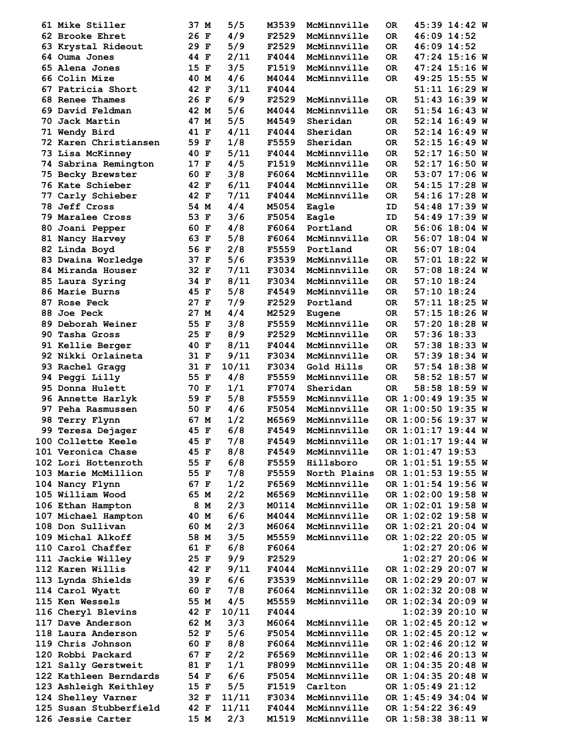| | | | | | | | | | | |
|---|---|---|---|---|---|---|---|---|---|---|
| 61 | Mike Stiller | 37 | M | 5/5 | M3539 | McMinnville | OR | 45:39 | 14:42 | W |
| 62 | Brooke Ehret | 26 | F | 4/9 | F2529 | McMinnville | OR | 46:09 | 14:52 | |
| 63 | Krystal Rideout | 29 | F | 5/9 | F2529 | McMinnville | OR | 46:09 | 14:52 | |
| 64 | Ouma Jones | 44 | F | 2/11 | F4044 | McMinnville | OR | 47:24 | 15:16 | W |
| 65 | Alena Jones | 15 | F | 3/5 | F1519 | McMinnville | OR | 47:24 | 15:16 | W |
| 66 | Colin Mize | 40 | M | 4/6 | M4044 | McMinnville | OR | 49:25 | 15:55 | W |
| 67 | Patricia Short | 42 | F | 3/11 | F4044 | | | 51:11 | 16:29 | W |
| 68 | Renee Thames | 26 | F | 6/9 | F2529 | McMinnville | OR | 51:43 | 16:39 | W |
| 69 | David Feldman | 42 | M | 5/6 | M4044 | McMinnville | OR | 51:54 | 16:43 | W |
| 70 | Jack Martin | 47 | M | 5/5 | M4549 | Sheridan | OR | 52:14 | 16:49 | W |
| 71 | Wendy Bird | 41 | F | 4/11 | F4044 | Sheridan | OR | 52:14 | 16:49 | W |
| 72 | Karen Christiansen | 59 | F | 1/8 | F5559 | Sheridan | OR | 52:15 | 16:49 | W |
| 73 | Lisa McKinney | 40 | F | 5/11 | F4044 | McMinnville | OR | 52:17 | 16:50 | W |
| 74 | Sabrina Remington | 17 | F | 4/5 | F1519 | McMinnville | OR | 52:17 | 16:50 | W |
| 75 | Becky Brewster | 60 | F | 3/8 | F6064 | McMinnville | OR | 53:07 | 17:06 | W |
| 76 | Kate Schieber | 42 | F | 6/11 | F4044 | McMinnville | OR | 54:15 | 17:28 | W |
| 77 | Carly Schieber | 42 | F | 7/11 | F4044 | McMinnville | OR | 54:16 | 17:28 | W |
| 78 | Jeff Cross | 54 | M | 4/4 | M5054 | Eagle | ID | 54:48 | 17:39 | W |
| 79 | Maralee Cross | 53 | F | 3/6 | F5054 | Eagle | ID | 54:49 | 17:39 | W |
| 80 | Joani Pepper | 60 | F | 4/8 | F6064 | Portland | OR | 56:06 | 18:04 | W |
| 81 | Nancy Harvey | 63 | F | 5/8 | F6064 | McMinnville | OR | 56:07 | 18:04 | W |
| 82 | Linda Boyd | 56 | F | 2/8 | F5559 | Portland | OR | 56:07 | 18:04 | |
| 83 | Dwaina Worledge | 37 | F | 5/6 | F3539 | McMinnville | OR | 57:01 | 18:22 | W |
| 84 | Miranda Houser | 32 | F | 7/11 | F3034 | McMinnville | OR | 57:08 | 18:24 | W |
| 85 | Laura Syring | 34 | F | 8/11 | F3034 | McMinnville | OR | 57:10 | 18:24 | |
| 86 | Marie Burns | 45 | F | 5/8 | F4549 | McMinnville | OR | 57:10 | 18:24 | |
| 87 | Rose Peck | 27 | F | 7/9 | F2529 | Portland | OR | 57:11 | 18:25 | W |
| 88 | Joe Peck | 27 | M | 4/4 | M2529 | Eugene | OR | 57:15 | 18:26 | W |
| 89 | Deborah Weiner | 55 | F | 3/8 | F5559 | McMinnville | OR | 57:20 | 18:28 | W |
| 90 | Tasha Gross | 25 | F | 8/9 | F2529 | McMinnville | OR | 57:36 | 18:33 | |
| 91 | Kellie Berger | 40 | F | 8/11 | F4044 | McMinnville | OR | 57:38 | 18:33 | W |
| 92 | Nikki Orlaineta | 31 | F | 9/11 | F3034 | McMinnville | OR | 57:39 | 18:34 | W |
| 93 | Rachel Gragg | 31 | F | 10/11 | F3034 | Gold Hills | OR | 57:54 | 18:38 | W |
| 94 | Peggi Lilly | 55 | F | 4/8 | F5559 | McMinnville | OR | 58:52 | 18:57 | W |
| 95 | Donna Hulett | 70 | F | 1/1 | F7074 | Sheridan | OR | 58:58 | 18:59 | W |
| 96 | Annette Harlyk | 59 | F | 5/8 | F5559 | McMinnville | OR | 1:00:49 | 19:35 | W |
| 97 | Peha Rasmussen | 50 | F | 4/6 | F5054 | McMinnville | OR | 1:00:50 | 19:35 | W |
| 98 | Terry Flynn | 67 | M | 1/2 | M6569 | McMinnville | OR | 1:00:56 | 19:37 | W |
| 99 | Teresa Dejager | 45 | F | 6/8 | F4549 | McMinnville | OR | 1:01:17 | 19:44 | W |
| 100 | Collette Keele | 45 | F | 7/8 | F4549 | McMinnville | OR | 1:01:17 | 19:44 | W |
| 101 | Veronica Chase | 45 | F | 8/8 | F4549 | McMinnville | OR | 1:01:47 | 19:53 | |
| 102 | Lori Hottenroth | 55 | F | 6/8 | F5559 | Hillsboro | OR | 1:01:51 | 19:55 | W |
| 103 | Marie McMillion | 55 | F | 7/8 | F5559 | North Plains | OR | 1:01:53 | 19:55 | W |
| 104 | Nancy Flynn | 67 | F | 1/2 | F6569 | McMinnville | OR | 1:01:54 | 19:56 | W |
| 105 | William Wood | 65 | M | 2/2 | M6569 | McMinnville | OR | 1:02:00 | 19:58 | W |
| 106 | Ethan Hampton | 8 | M | 2/3 | M0114 | McMinnville | OR | 1:02:01 | 19:58 | W |
| 107 | Michael Hampton | 40 | M | 6/6 | M4044 | McMinnville | OR | 1:02:02 | 19:58 | W |
| 108 | Don Sullivan | 60 | M | 2/3 | M6064 | McMinnville | OR | 1:02:21 | 20:04 | W |
| 109 | Michal Alkoff | 58 | M | 3/5 | M5559 | McMinnville | OR | 1:02:22 | 20:05 | W |
| 110 | Carol Chaffer | 61 | F | 6/8 | F6064 | | | 1:02:27 | 20:06 | W |
| 111 | Jackie Willey | 25 | F | 9/9 | F2529 | | | 1:02:27 | 20:06 | W |
| 112 | Karen Willis | 42 | F | 9/11 | F4044 | McMinnville | OR | 1:02:29 | 20:07 | W |
| 113 | Lynda Shields | 39 | F | 6/6 | F3539 | McMinnville | OR | 1:02:29 | 20:07 | W |
| 114 | Carol Wyatt | 60 | F | 7/8 | F6064 | McMinnville | OR | 1:02:32 | 20:08 | W |
| 115 | Ken Wessels | 55 | M | 4/5 | M5559 | McMinnville | OR | 1:02:34 | 20:09 | W |
| 116 | Cheryl Blevins | 42 | F | 10/11 | F4044 | | | 1:02:39 | 20:10 | W |
| 117 | Dave Anderson | 62 | M | 3/3 | M6064 | McMinnville | OR | 1:02:45 | 20:12 | w |
| 118 | Laura Anderson | 52 | F | 5/6 | F5054 | McMinnville | OR | 1:02:45 | 20:12 | w |
| 119 | Chris Johnson | 60 | F | 8/8 | F6064 | McMinnville | OR | 1:02:46 | 20:12 | W |
| 120 | Robbi Packard | 67 | F | 2/2 | F6569 | McMinnville | OR | 1:02:46 | 20:13 | W |
| 121 | Sally Gerstweit | 81 | F | 1/1 | F8099 | McMinnville | OR | 1:04:35 | 20:48 | W |
| 122 | Kathleen Berndards | 54 | F | 6/6 | F5054 | McMinnville | OR | 1:04:35 | 20:48 | W |
| 123 | Ashleigh Keithley | 15 | F | 5/5 | F1519 | Carlton | OR | 1:05:49 | 21:12 | |
| 124 | Shelley Varner | 32 | F | 11/11 | F3034 | McMinnville | OR | 1:45:49 | 34:04 | W |
| 125 | Susan Stubberfield | 42 | F | 11/11 | F4044 | McMinnville | OR | 1:54:22 | 36:49 | |
| 126 | Jessie Carter | 15 | M | 2/3 | M1519 | McMinnville | OR | 1:58:38 | 38:11 | W |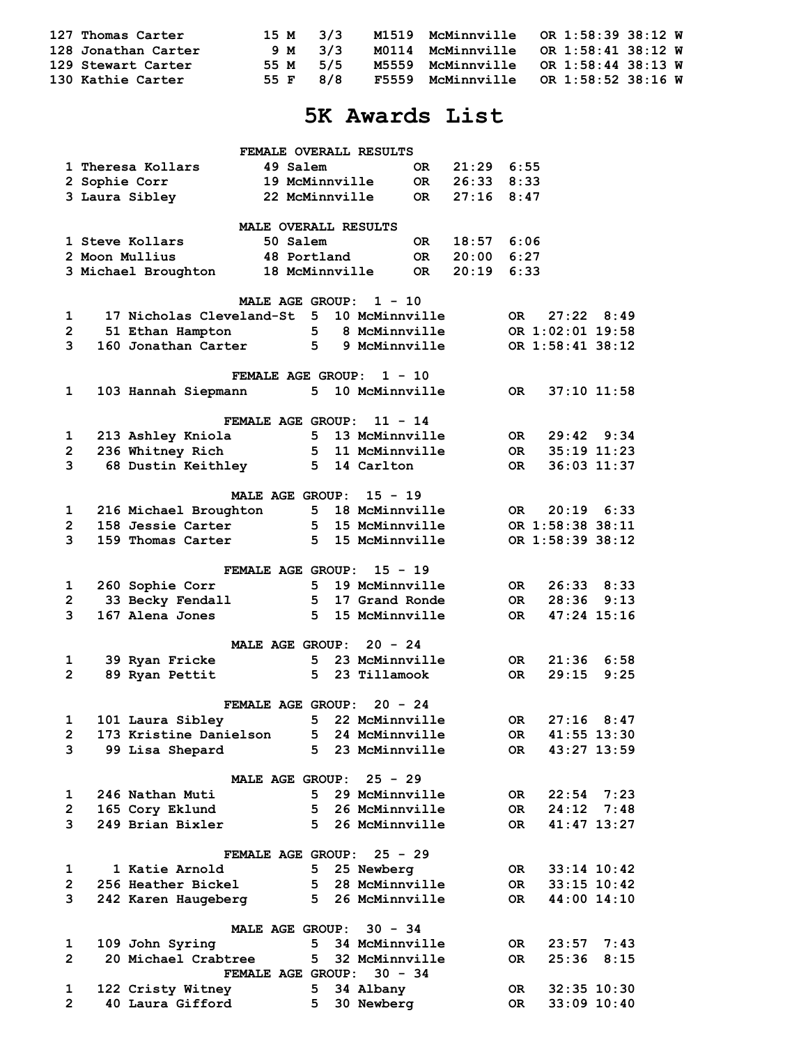| | | | | | | | | | |
|---|---|---|---|---|---|---|---|---|---|
| 127 | Thomas Carter | 15 | M | 3/3 | M1519 | McMinnville | OR | 1:58:39 | 38:12 W |
| 128 | Jonathan Carter | 9 | M | 3/3 | M0114 | McMinnville | OR | 1:58:41 | 38:12 W |
| 129 | Stewart Carter | 55 | M | 5/5 | M5559 | McMinnville | OR | 1:58:44 | 38:13 W |
| 130 | Kathie Carter | 55 | F | 8/8 | F5559 | McMinnville | OR | 1:58:52 | 38:16 W |

# 5K Awards List

### FEMALE OVERALL RESULTS

| | | | | | | |
|---|---|---|---|---|---|---|
| 1 | Theresa Kollars | 49 | Salem | OR | 21:29 | 6:55 |
| 2 | Sophie Corr | 19 | McMinnville | OR | 26:33 | 8:33 |
| 3 | Laura Sibley | 22 | McMinnville | OR | 27:16 | 8:47 |

### MALE OVERALL RESULTS

| | | | | | | |
|---|---|---|---|---|---|---|
| 1 | Steve Kollars | 50 | Salem | OR | 18:57 | 6:06 |
| 2 | Moon Mullius | 48 | Portland | OR | 20:00 | 6:27 |
| 3 | Michael Broughton | 18 | McMinnville | OR | 20:19 | 6:33 |

### MALE AGE GROUP: 1 - 10

| | | | | | | | | |
|---|---|---|---|---|---|---|---|---|
| 1 | 17 | Nicholas Cleveland-St | 5 | 10 | McMinnville | OR | 27:22 | 8:49 |
| 2 | 51 | Ethan Hampton | 5 | 8 | McMinnville | OR | 1:02:01 | 19:58 |
| 3 | 160 | Jonathan Carter | 5 | 9 | McMinnville | OR | 1:58:41 | 38:12 |

### FEMALE AGE GROUP: 1 - 10

| | | | | | | | | |
|---|---|---|---|---|---|---|---|---|
| 1 | 103 | Hannah Siepmann | 5 | 10 | McMinnville | OR | 37:10 | 11:58 |

### FEMALE AGE GROUP: 11 - 14

| | | | | | | | | |
|---|---|---|---|---|---|---|---|---|
| 1 | 213 | Ashley Kniola | 5 | 13 | McMinnville | OR | 29:42 | 9:34 |
| 2 | 236 | Whitney Rich | 5 | 11 | McMinnville | OR | 35:19 | 11:23 |
| 3 | 68 | Dustin Keithley | 5 | 14 | Carlton | OR | 36:03 | 11:37 |

### MALE AGE GROUP: 15 - 19

| | | | | | | | | |
|---|---|---|---|---|---|---|---|---|
| 1 | 216 | Michael Broughton | 5 | 18 | McMinnville | OR | 20:19 | 6:33 |
| 2 | 158 | Jessie Carter | 5 | 15 | McMinnville | OR | 1:58:38 | 38:11 |
| 3 | 159 | Thomas Carter | 5 | 15 | McMinnville | OR | 1:58:39 | 38:12 |

### FEMALE AGE GROUP: 15 - 19

| | | | | | | | | |
|---|---|---|---|---|---|---|---|---|
| 1 | 260 | Sophie Corr | 5 | 19 | McMinnville | OR | 26:33 | 8:33 |
| 2 | 33 | Becky Fendall | 5 | 17 | Grand Ronde | OR | 28:36 | 9:13 |
| 3 | 167 | Alena Jones | 5 | 15 | McMinnville | OR | 47:24 | 15:16 |

### MALE AGE GROUP: 20 - 24

| | | | | | | | | |
|---|---|---|---|---|---|---|---|---|
| 1 | 39 | Ryan Fricke | 5 | 23 | McMinnville | OR | 21:36 | 6:58 |
| 2 | 89 | Ryan Pettit | 5 | 23 | Tillamook | OR | 29:15 | 9:25 |

### FEMALE AGE GROUP: 20 - 24

| | | | | | | | | |
|---|---|---|---|---|---|---|---|---|
| 1 | 101 | Laura Sibley | 5 | 22 | McMinnville | OR | 27:16 | 8:47 |
| 2 | 173 | Kristine Danielson | 5 | 24 | McMinnville | OR | 41:55 | 13:30 |
| 3 | 99 | Lisa Shepard | 5 | 23 | McMinnville | OR | 43:27 | 13:59 |

### MALE AGE GROUP: 25 - 29

| | | | | | | | | |
|---|---|---|---|---|---|---|---|---|
| 1 | 246 | Nathan Muti | 5 | 29 | McMinnville | OR | 22:54 | 7:23 |
| 2 | 165 | Cory Eklund | 5 | 26 | McMinnville | OR | 24:12 | 7:48 |
| 3 | 249 | Brian Bixler | 5 | 26 | McMinnville | OR | 41:47 | 13:27 |

### FEMALE AGE GROUP: 25 - 29

| | | | | | | | | |
|---|---|---|---|---|---|---|---|---|
| 1 | 1 | Katie Arnold | 5 | 25 | Newberg | OR | 33:14 | 10:42 |
| 2 | 256 | Heather Bickel | 5 | 28 | McMinnville | OR | 33:15 | 10:42 |
| 3 | 242 | Karen Haugeberg | 5 | 26 | McMinnville | OR | 44:00 | 14:10 |

### MALE AGE GROUP: 30 - 34

| | | | | | | | | |
|---|---|---|---|---|---|---|---|---|
| 1 | 109 | John Syring | 5 | 34 | McMinnville | OR | 23:57 | 7:43 |
| 2 | 20 | Michael Crabtree | 5 | 32 | McMinnville | OR | 25:36 | 8:15 |

### FEMALE AGE GROUP: 30 - 34

| | | | | | | | | |
|---|---|---|---|---|---|---|---|---|
| 1 | 122 | Cristy Witney | 5 | 34 | Albany | OR | 32:35 | 10:30 |
| 2 | 40 | Laura Gifford | 5 | 30 | Newberg | OR | 33:09 | 10:40 |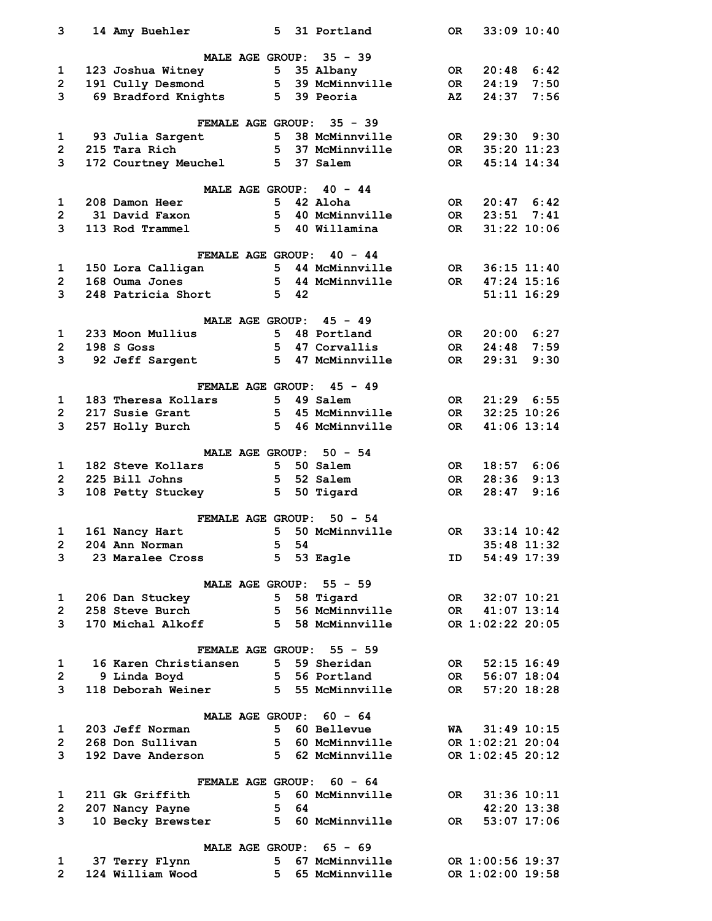| | | | | | | | | |
|---|---|---|---|---|---|---|---|---|
| 3 | 14 | Amy Buehler | 5 | 31 | Portland | OR | 33:09 | 10:40 |

**MALE AGE GROUP: 35 - 39**

| | | | | | | | | |
|---|---|---|---|---|---|---|---|---|
| 1 | 123 | Joshua Witney | 5 | 35 | Albany | OR | 20:48 | 6:42 |
| 2 | 191 | Cully Desmond | 5 | 39 | McMinnville | OR | 24:19 | 7:50 |
| 3 | 69 | Bradford Knights | 5 | 39 | Peoria | AZ | 24:37 | 7:56 |

**FEMALE AGE GROUP: 35 - 39**

| | | | | | | | | |
|---|---|---|---|---|---|---|---|---|
| 1 | 93 | Julia Sargent | 5 | 38 | McMinnville | OR | 29:30 | 9:30 |
| 2 | 215 | Tara Rich | 5 | 37 | McMinnville | OR | 35:20 | 11:23 |
| 3 | 172 | Courtney Meuchel | 5 | 37 | Salem | OR | 45:14 | 14:34 |

**MALE AGE GROUP: 40 - 44**

| | | | | | | | | |
|---|---|---|---|---|---|---|---|---|
| 1 | 208 | Damon Heer | 5 | 42 | Aloha | OR | 20:47 | 6:42 |
| 2 | 31 | David Faxon | 5 | 40 | McMinnville | OR | 23:51 | 7:41 |
| 3 | 113 | Rod Trammel | 5 | 40 | Willamina | OR | 31:22 | 10:06 |

**FEMALE AGE GROUP: 40 - 44**

| | | | | | | | | |
|---|---|---|---|---|---|---|---|---|
| 1 | 150 | Lora Calligan | 5 | 44 | McMinnville | OR | 36:15 | 11:40 |
| 2 | 168 | Ouma Jones | 5 | 44 | McMinnville | OR | 47:24 | 15:16 |
| 3 | 248 | Patricia Short | 5 | 42 | | | 51:11 | 16:29 |

**MALE AGE GROUP: 45 - 49**

| | | | | | | | | |
|---|---|---|---|---|---|---|---|---|
| 1 | 233 | Moon Mullius | 5 | 48 | Portland | OR | 20:00 | 6:27 |
| 2 | 198 | S Goss | 5 | 47 | Corvallis | OR | 24:48 | 7:59 |
| 3 | 92 | Jeff Sargent | 5 | 47 | McMinnville | OR | 29:31 | 9:30 |

**FEMALE AGE GROUP: 45 - 49**

| | | | | | | | | |
|---|---|---|---|---|---|---|---|---|
| 1 | 183 | Theresa Kollars | 5 | 49 | Salem | OR | 21:29 | 6:55 |
| 2 | 217 | Susie Grant | 5 | 45 | McMinnville | OR | 32:25 | 10:26 |
| 3 | 257 | Holly Burch | 5 | 46 | McMinnville | OR | 41:06 | 13:14 |

**MALE AGE GROUP: 50 - 54**

| | | | | | | | | |
|---|---|---|---|---|---|---|---|---|
| 1 | 182 | Steve Kollars | 5 | 50 | Salem | OR | 18:57 | 6:06 |
| 2 | 225 | Bill Johns | 5 | 52 | Salem | OR | 28:36 | 9:13 |
| 3 | 108 | Petty Stuckey | 5 | 50 | Tigard | OR | 28:47 | 9:16 |

**FEMALE AGE GROUP: 50 - 54**

| | | | | | | | | |
|---|---|---|---|---|---|---|---|---|
| 1 | 161 | Nancy Hart | 5 | 50 | McMinnville | OR | 33:14 | 10:42 |
| 2 | 204 | Ann Norman | 5 | 54 | | | 35:48 | 11:32 |
| 3 | 23 | Maralee Cross | 5 | 53 | Eagle | ID | 54:49 | 17:39 |

**MALE AGE GROUP: 55 - 59**

| | | | | | | | | |
|---|---|---|---|---|---|---|---|---|
| 1 | 206 | Dan Stuckey | 5 | 58 | Tigard | OR | 32:07 | 10:21 |
| 2 | 258 | Steve Burch | 5 | 56 | McMinnville | OR | 41:07 | 13:14 |
| 3 | 170 | Michal Alkoff | 5 | 58 | McMinnville | OR | 1:02:22 | 20:05 |

**FEMALE AGE GROUP: 55 - 59**

| | | | | | | | | |
|---|---|---|---|---|---|---|---|---|
| 1 | 16 | Karen Christiansen | 5 | 59 | Sheridan | OR | 52:15 | 16:49 |
| 2 | 9 | Linda Boyd | 5 | 56 | Portland | OR | 56:07 | 18:04 |
| 3 | 118 | Deborah Weiner | 5 | 55 | McMinnville | OR | 57:20 | 18:28 |

**MALE AGE GROUP: 60 - 64**

| | | | | | | | | |
|---|---|---|---|---|---|---|---|---|
| 1 | 203 | Jeff Norman | 5 | 60 | Bellevue | WA | 31:49 | 10:15 |
| 2 | 268 | Don Sullivan | 5 | 60 | McMinnville | OR | 1:02:21 | 20:04 |
| 3 | 192 | Dave Anderson | 5 | 62 | McMinnville | OR | 1:02:45 | 20:12 |

**FEMALE AGE GROUP: 60 - 64**

| | | | | | | | | |
|---|---|---|---|---|---|---|---|---|
| 1 | 211 | Gk Griffith | 5 | 60 | McMinnville | OR | 31:36 | 10:11 |
| 2 | 207 | Nancy Payne | 5 | 64 | | | 42:20 | 13:38 |
| 3 | 10 | Becky Brewster | 5 | 60 | McMinnville | OR | 53:07 | 17:06 |

**MALE AGE GROUP: 65 - 69**

| | | | | | | | | |
|---|---|---|---|---|---|---|---|---|
| 1 | 37 | Terry Flynn | 5 | 67 | McMinnville | OR | 1:00:56 | 19:37 |
| 2 | 124 | William Wood | 5 | 65 | McMinnville | OR | 1:02:00 | 19:58 |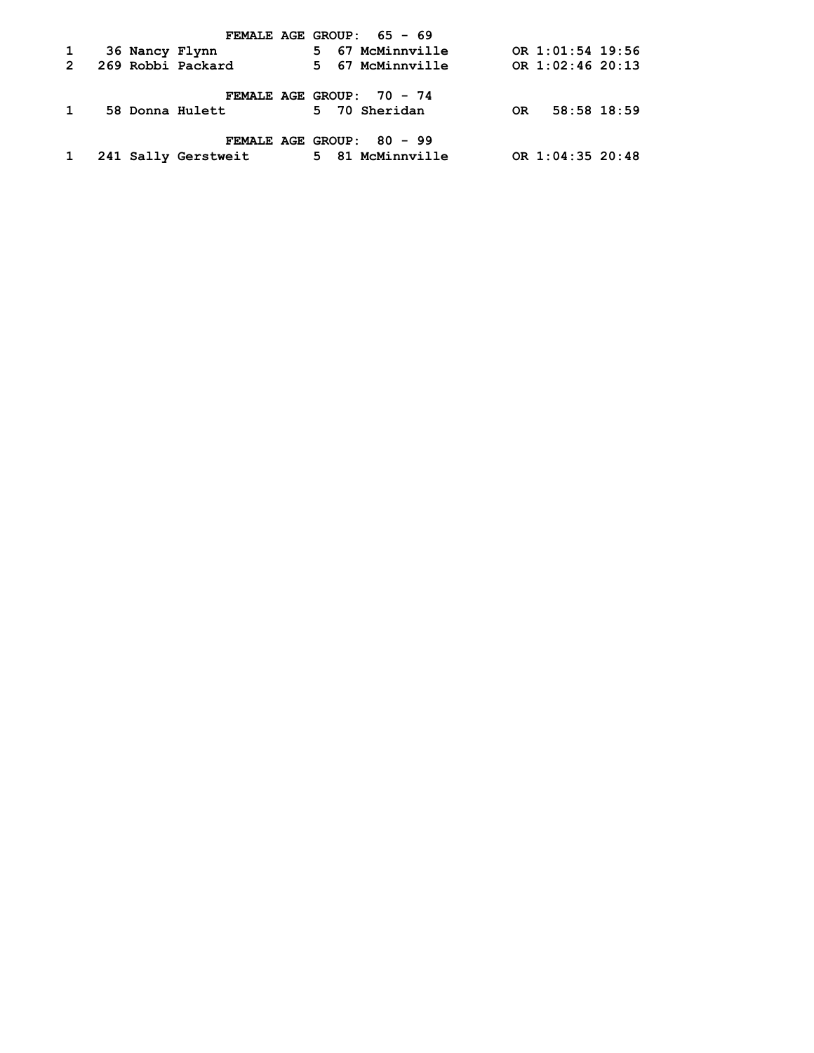**FEMALE AGE GROUP: 65 - 69**

| | | | | | | | | |
|---|---|---|---|---|---|---|---|---|
| 1 | 36 | Nancy Flynn | 5 | 67 | McMinnville | OR | 1:01:54 | 19:56 |
| 2 | 269 | Robbi Packard | 5 | 67 | McMinnville | OR | 1:02:46 | 20:13 |

**FEMALE AGE GROUP: 70 - 74**

| | | | | | | | | |
|---|---|---|---|---|---|---|---|---|
| 1 | 58 | Donna Hulett | 5 | 70 | Sheridan | OR | 58:58 | 18:59 |

**FEMALE AGE GROUP: 80 - 99**

| | | | | | | | | |
|---|---|---|---|---|---|---|---|---|
| 1 | 241 | Sally Gerstweit | 5 | 81 | McMinnville | OR | 1:04:35 | 20:48 |